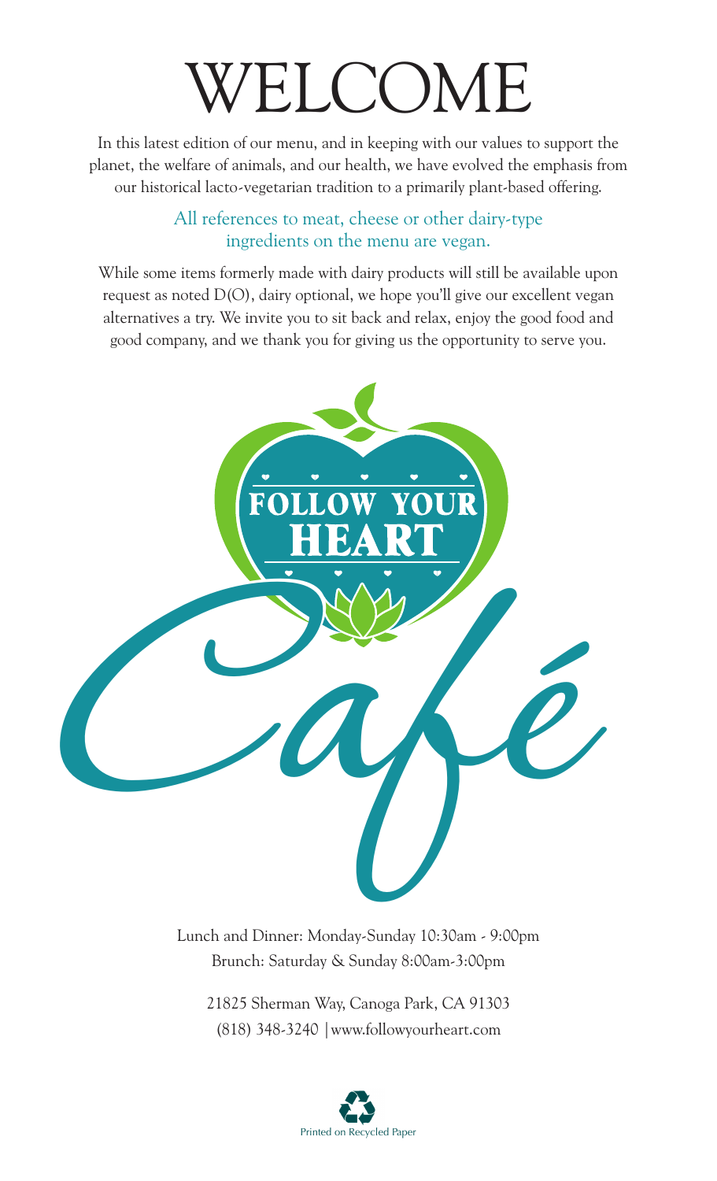# WELCOME

In this latest edition of our menu, and in keeping with our values to support the planet, the welfare of animals, and our health, we have evolved the emphasis from our historical lacto-vegetarian tradition to a primarily plant-based offering.

All references to meat, cheese or other dairy-type ingredients on the menu are vegan.

While some items formerly made with dairy products will still be available upon request as noted D(O), dairy optional, we hope you'll give our excellent vegan alternatives a try. We invite you to sit back and relax, enjoy the good food and good company, and we thank you for giving us the opportunity to serve you.

FOLLOW YOUR HEART

Café

Lunch and Dinner: Monday-Sunday 10:30am - 9:00pm
Brunch: Saturday & Sunday 8:00am-3:00pm

21825 Sherman Way, Canoga Park, CA 91303
(818) 348-3240 | www.followyourheart.com

Printed on Recycled Paper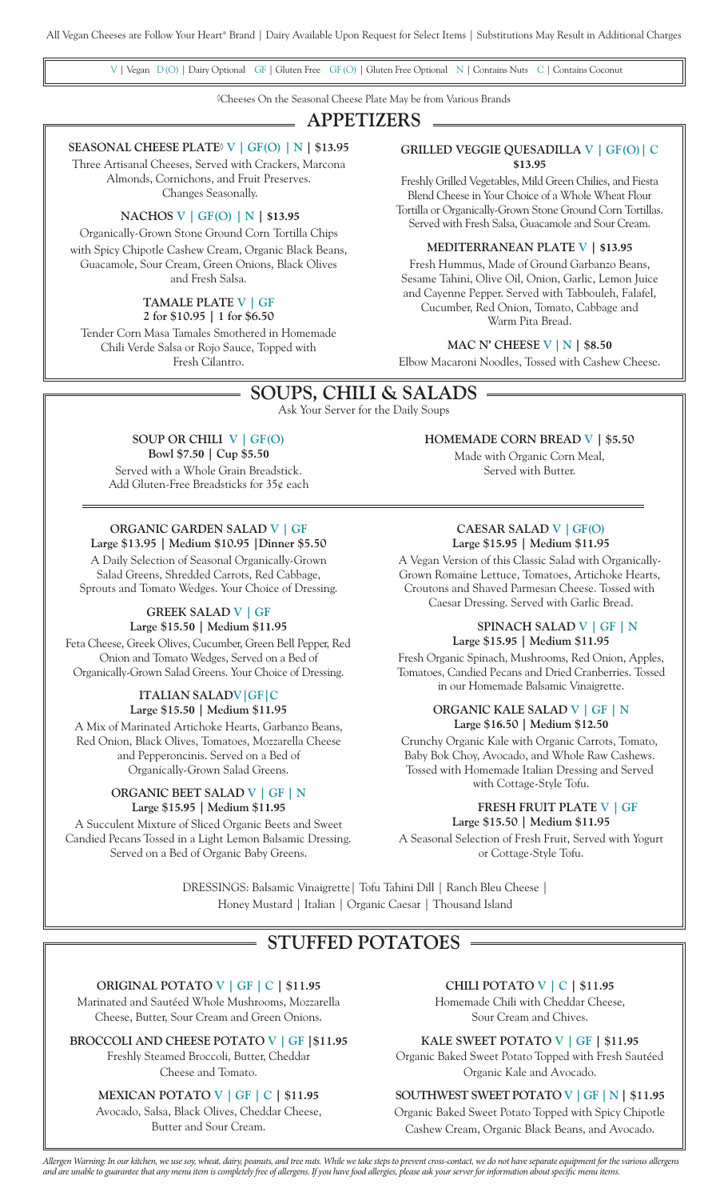All Vegan Cheeses are Follow Your Heart® Brand | Dairy Available Upon Request for Select Items | Substitutions May Result in Additional Charges

V | Vegan D(O) | Dairy Optional GF | Gluten Free GF(O) | Gluten Free Optional N | Contains Nuts C | Contains Coconut

◊Cheeses On the Seasonal Cheese Plate May be from Various Brands

## APPETIZERS

**SEASONAL CHEESE PLATE◊ V | GF(O) | N | $13.95**
Three Artisanal Cheeses, Served with Crackers, Marcona Almonds, Cornichons, and Fruit Preserves. Changes Seasonally.

**NACHOS V | GF(O) | N | $13.95**
Organically-Grown Stone Ground Corn Tortilla Chips with Spicy Chipotle Cashew Cream, Organic Black Beans, Guacamole, Sour Cream, Green Onions, Black Olives and Fresh Salsa.

**TAMALE PLATE V | GF**
**2 for $10.95 | 1 for $6.50**
Tender Corn Masa Tamales Smothered in Homemade Chili Verde Salsa or Rojo Sauce, Topped with Fresh Cilantro.

**GRILLED VEGGIE QUESADILLA V | GF(O) | C**
**$13.95**
Freshly Grilled Vegetables, Mild Green Chilies, and Fiesta Blend Cheese in Your Choice of a Whole Wheat Flour Tortilla or Organically-Grown Stone Ground Corn Tortillas. Served with Fresh Salsa, Guacamole and Sour Cream.

**MEDITERRANEAN PLATE V | $13.95**
Fresh Hummus, Made of Ground Garbanzo Beans, Sesame Tahini, Olive Oil, Onion, Garlic, Lemon Juice and Cayenne Pepper. Served with Tabbouleh, Falafel, Cucumber, Red Onion, Tomato, Cabbage and Warm Pita Bread.

**MAC N' CHEESE V | N | $8.50**
Elbow Macaroni Noodles, Tossed with Cashew Cheese.

## SOUPS, CHILI & SALADS

Ask Your Server for the Daily Soups

**SOUP OR CHILI V | GF(O)**
**Bowl $7.50 | Cup $5.50**
Served with a Whole Grain Breadstick. Add Gluten-Free Breadsticks for 35¢ each

**HOMEMADE CORN BREAD V | $5.50**
Made with Organic Corn Meal, Served with Butter.

**ORGANIC GARDEN SALAD V | GF**
**Large $13.95 | Medium $10.95 | Dinner $5.50**
A Daily Selection of Seasonal Organically-Grown Salad Greens, Shredded Carrots, Red Cabbage, Sprouts and Tomato Wedges. Your Choice of Dressing.

**GREEK SALAD V | GF**
**Large $15.50 | Medium $11.95**
Feta Cheese, Greek Olives, Cucumber, Green Bell Pepper, Red Onion and Tomato Wedges, Served on a Bed of Organically-Grown Salad Greens. Your Choice of Dressing.

**ITALIAN SALAD V | GF | C**
**Large $15.50 | Medium $11.95**
A Mix of Marinated Artichoke Hearts, Garbanzo Beans, Red Onion, Black Olives, Tomatoes, Mozzarella Cheese and Pepperoncinis. Served on a Bed of Organically-Grown Salad Greens.

**ORGANIC BEET SALAD V | GF | N**
**Large $15.95 | Medium $11.95**
A Succulent Mixture of Sliced Organic Beets and Sweet Candied Pecans Tossed in a Light Lemon Balsamic Dressing. Served on a Bed of Organic Baby Greens.

**CAESAR SALAD V | GF(O)**
**Large $15.95 | Medium $11.95**
A Vegan Version of this Classic Salad with Organically-Grown Romaine Lettuce, Tomatoes, Artichoke Hearts, Croutons and Shaved Parmesan Cheese. Tossed with Caesar Dressing. Served with Garlic Bread.

**SPINACH SALAD V | GF | N**
**Large $15.95 | Medium $11.95**
Fresh Organic Spinach, Mushrooms, Red Onion, Apples, Tomatoes, Candied Pecans and Dried Cranberries. Tossed in our Homemade Balsamic Vinaigrette.

**ORGANIC KALE SALAD V | GF | N**
**Large $16.50 | Medium $12.50**
Crunchy Organic Kale with Organic Carrots, Tomato, Baby Bok Choy, Avocado, and Whole Raw Cashews. Tossed with Homemade Italian Dressing and Served with Cottage-Style Tofu.

**FRESH FRUIT PLATE V | GF**
**Large $15.50 | Medium $11.95**
A Seasonal Selection of Fresh Fruit, Served with Yogurt or Cottage-Style Tofu.

DRESSINGS: Balsamic Vinaigrette | Tofu Tahini Dill | Ranch Bleu Cheese | Honey Mustard | Italian | Organic Caesar | Thousand Island

## STUFFED POTATOES

**ORIGINAL POTATO V | GF | C | $11.95**
Marinated and Sautéed Whole Mushrooms, Mozzarella Cheese, Butter, Sour Cream and Green Onions.

**BROCCOLI AND CHEESE POTATO V | GF | $11.95**
Freshly Steamed Broccoli, Butter, Cheddar Cheese and Tomato.

**MEXICAN POTATO V | GF | C | $11.95**
Avocado, Salsa, Black Olives, Cheddar Cheese, Butter and Sour Cream.

**CHILI POTATO V | C | $11.95**
Homemade Chili with Cheddar Cheese, Sour Cream and Chives.

**KALE SWEET POTATO V | GF | $11.95**
Organic Baked Sweet Potato Topped with Fresh Sautéed Organic Kale and Avocado.

**SOUTHWEST SWEET POTATO V | GF | N | $11.95**
Organic Baked Sweet Potato Topped with Spicy Chipotle Cashew Cream, Organic Black Beans, and Avocado.

*Allergen Warning: In our kitchen, we use soy, wheat, dairy, peanuts, and tree nuts. While we take steps to prevent cross-contact, we do not have separate equipment for the various allergens and are unable to guarantee that any menu item is completely free of allergens. If you have food allergies, please ask your server for information about specific menu items.*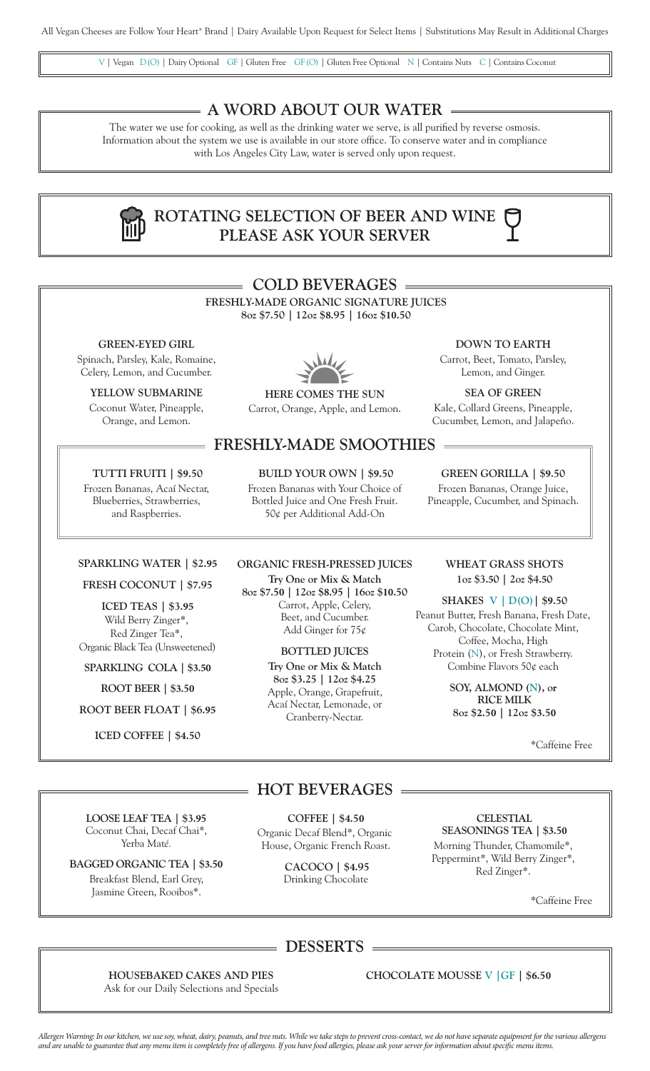All Vegan Cheeses are Follow Your Heart® Brand | Dairy Available Upon Request for Select Items | Substitutions May Result in Additional Charges

V | Vegan D(O) | Dairy Optional GF | Gluten Free GF(O) | Gluten Free Optional N | Contains Nuts C | Contains Coconut

## A WORD ABOUT OUR WATER

The water we use for cooking, as well as the drinking water we serve, is all purified by reverse osmosis. Information about the system we use is available in our store office. To conserve water and in compliance with Los Angeles City Law, water is served only upon request.

## ROTATING SELECTION OF BEER AND WINE PLEASE ASK YOUR SERVER

## COLD BEVERAGES

**FRESHLY-MADE ORGANIC SIGNATURE JUICES**
**8oz $7.50 | 12oz $8.95 | 16oz $10.50**

**GREEN-EYED GIRL**
Spinach, Parsley, Kale, Romaine, Celery, Lemon, and Cucumber.

**YELLOW SUBMARINE**
Coconut Water, Pineapple, Orange, and Lemon.

**HERE COMES THE SUN**
Carrot, Orange, Apple, and Lemon.

**DOWN TO EARTH**
Carrot, Beet, Tomato, Parsley, Lemon, and Ginger.

**SEA OF GREEN**
Kale, Collard Greens, Pineapple, Cucumber, Lemon, and Jalapeño.

## FRESHLY-MADE SMOOTHIES

**TUTTI FRUITI | $9.50**
Frozen Bananas, Acaí Nectar, Blueberries, Strawberries, and Raspberries.

**BUILD YOUR OWN | $9.50**
Frozen Bananas with Your Choice of Bottled Juice and One Fresh Fruit. 50¢ per Additional Add-On

**GREEN GORILLA | $9.50**
Frozen Bananas, Orange Juice, Pineapple, Cucumber, and Spinach.

**SPARKLING WATER | $2.95**

**FRESH COCONUT | $7.95**

**ICED TEAS | $3.95**
Wild Berry Zinger*, Red Zinger Tea*, Organic Black Tea (Unsweetened)

**SPARKLING COLA | $3.50**

**ROOT BEER | $3.50**

**ROOT BEER FLOAT | $6.95**

**ICED COFFEE | $4.50**

**ORGANIC FRESH-PRESSED JUICES**
**Try One or Mix & Match**
**8oz $7.50 | 12oz $8.95 | 16oz $10.50**
Carrot, Apple, Celery, Beet, and Cucumber. Add Ginger for 75¢

**BOTTLED JUICES**
**Try One or Mix & Match**
**8oz $3.25 | 12oz $4.25**
Apple, Orange, Grapefruit, Acaí Nectar, Lemonade, or Cranberry-Nectar.

**WHEAT GRASS SHOTS**
**1oz $3.50 | 2oz $4.50**

**SHAKES V | D(O) | $9.50**
Peanut Butter, Fresh Banana, Fresh Date, Carob, Chocolate, Chocolate Mint, Coffee, Mocha, High Protein (N), or Fresh Strawberry. Combine Flavors 50¢ each

**SOY, ALMOND (N), or RICE MILK**
**8oz $2.50 | 12oz $3.50**

*Caffeine Free

## HOT BEVERAGES

**LOOSE LEAF TEA | $3.95**
Coconut Chai, Decaf Chai*, Yerba Maté.

**BAGGED ORGANIC TEA | $3.50**
Breakfast Blend, Earl Grey, Jasmine Green, Rooibos*.

**COFFEE | $4.50**
Organic Decaf Blend*, Organic House, Organic French Roast.

**CACOCO | $4.95**
Drinking Chocolate

**CELESTIAL SEASONINGS TEA | $3.50**
Morning Thunder, Chamomile*, Peppermint*, Wild Berry Zinger*, Red Zinger*.

*Caffeine Free

## DESSERTS

**HOUSEBAKED CAKES AND PIES**
Ask for our Daily Selections and Specials

**CHOCOLATE MOUSSE V | GF | $6.50**

*Allergen Warning: In our kitchen, we use soy, wheat, dairy, peanuts, and tree nuts. While we take steps to prevent cross-contact, we do not have separate equipment for the various allergens and are unable to guarantee that any menu item is completely free of allergens. If you have food allergies, please ask your server for information about specific menu items.*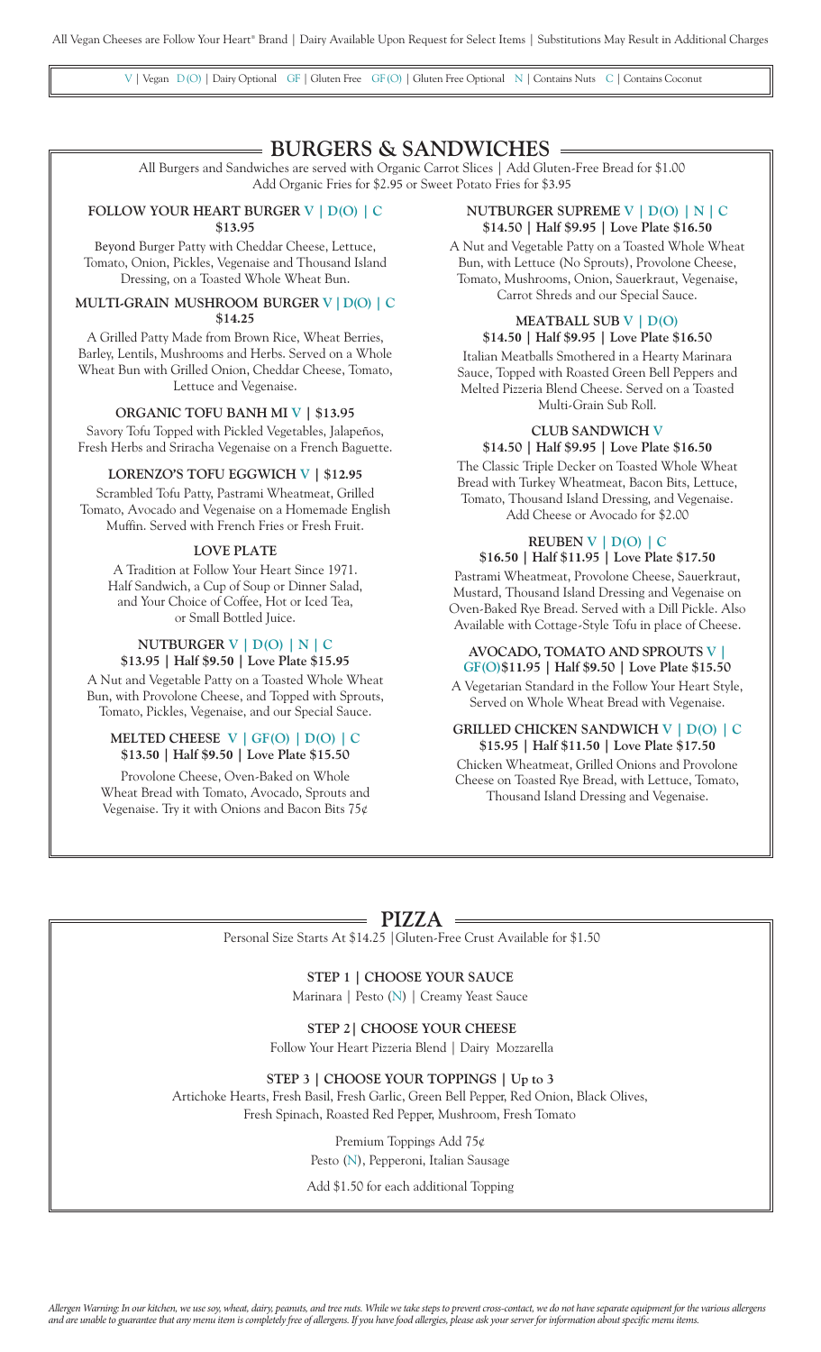All Vegan Cheeses are Follow Your Heart® Brand | Dairy Available Upon Request for Select Items | Substitutions May Result in Additional Charges

V | Vegan D(O) | Dairy Optional GF | Gluten Free GF(O) | Gluten Free Optional N | Contains Nuts C | Contains Coconut

## BURGERS & SANDWICHES

All Burgers and Sandwiches are served with Organic Carrot Slices | Add Gluten-Free Bread for $1.00
Add Organic Fries for $2.95 or Sweet Potato Fries for $3.95

### FOLLOW YOUR HEART BURGER V | D(O) | C
**$13.95**

Beyond Burger Patty with Cheddar Cheese, Lettuce, Tomato, Onion, Pickles, Vegenaise and Thousand Island Dressing, on a Toasted Whole Wheat Bun.

### MULTI-GRAIN MUSHROOM BURGER V | D(O) | C
**$14.25**

A Grilled Patty Made from Brown Rice, Wheat Berries, Barley, Lentils, Mushrooms and Herbs. Served on a Whole Wheat Bun with Grilled Onion, Cheddar Cheese, Tomato, Lettuce and Vegenaise.

### ORGANIC TOFU BANH MI V | $13.95

Savory Tofu Topped with Pickled Vegetables, Jalapeños, Fresh Herbs and Sriracha Vegenaise on a French Baguette.

### LORENZO'S TOFU EGGWICH V | $12.95

Scrambled Tofu Patty, Pastrami Wheatmeat, Grilled Tomato, Avocado and Vegenaise on a Homemade English Muffin. Served with French Fries or Fresh Fruit.

### LOVE PLATE

A Tradition at Follow Your Heart Since 1971. Half Sandwich, a Cup of Soup or Dinner Salad, and Your Choice of Coffee, Hot or Iced Tea, or Small Bottled Juice.

### NUTBURGER V | D(O) | N | C
**$13.95 | Half $9.50 | Love Plate $15.95**

A Nut and Vegetable Patty on a Toasted Whole Wheat Bun, with Provolone Cheese, and Topped with Sprouts, Tomato, Pickles, Vegenaise, and our Special Sauce.

### MELTED CHEESE V | GF(O) | D(O) | C
**$13.50 | Half $9.50 | Love Plate $15.50**

Provolone Cheese, Oven-Baked on Whole Wheat Bread with Tomato, Avocado, Sprouts and Vegenaise. Try it with Onions and Bacon Bits 75¢

### NUTBURGER SUPREME V | D(O) | N | C
**$14.50 | Half $9.95 | Love Plate $16.50**

A Nut and Vegetable Patty on a Toasted Whole Wheat Bun, with Lettuce (No Sprouts), Provolone Cheese, Tomato, Mushrooms, Onion, Sauerkraut, Vegenaise, Carrot Shreds and our Special Sauce.

### MEATBALL SUB V | D(O)
**$14.50 | Half $9.95 | Love Plate $16.50**

Italian Meatballs Smothered in a Hearty Marinara Sauce, Topped with Roasted Green Bell Peppers and Melted Pizzeria Blend Cheese. Served on a Toasted Multi-Grain Sub Roll.

### CLUB SANDWICH V
**$14.50 | Half $9.95 | Love Plate $16.50**

The Classic Triple Decker on Toasted Whole Wheat Bread with Turkey Wheatmeat, Bacon Bits, Lettuce, Tomato, Thousand Island Dressing, and Vegenaise. Add Cheese or Avocado for $2.00

### REUBEN V | D(O) | C
**$16.50 | Half $11.95 | Love Plate $17.50**

Pastrami Wheatmeat, Provolone Cheese, Sauerkraut, Mustard, Thousand Island Dressing and Vegenaise on Oven-Baked Rye Bread. Served with a Dill Pickle. Also Available with Cottage-Style Tofu in place of Cheese.

### AVOCADO, TOMATO AND SPROUTS V | GF(O) $11.95 | Half $9.50 | Love Plate $15.50

A Vegetarian Standard in the Follow Your Heart Style, Served on Whole Wheat Bread with Vegenaise.

### GRILLED CHICKEN SANDWICH V | D(O) | C
**$15.95 | Half $11.50 | Love Plate $17.50**

Chicken Wheatmeat, Grilled Onions and Provolone Cheese on Toasted Rye Bread, with Lettuce, Tomato, Thousand Island Dressing and Vegenaise.

## PIZZA

Personal Size Starts At $14.25 | Gluten-Free Crust Available for $1.50

**STEP 1 | CHOOSE YOUR SAUCE**

Marinara | Pesto (N) | Creamy Yeast Sauce

**STEP 2 | CHOOSE YOUR CHEESE**

Follow Your Heart Pizzeria Blend | Dairy Mozzarella

**STEP 3 | CHOOSE YOUR TOPPINGS | Up to 3**

Artichoke Hearts, Fresh Basil, Fresh Garlic, Green Bell Pepper, Red Onion, Black Olives, Fresh Spinach, Roasted Red Pepper, Mushroom, Fresh Tomato

Premium Toppings Add 75¢
Pesto (N), Pepperoni, Italian Sausage

Add $1.50 for each additional Topping

*Allergen Warning: In our kitchen, we use soy, wheat, dairy, peanuts, and tree nuts. While we take steps to prevent cross-contact, we do not have separate equipment for the various allergens and are unable to guarantee that any menu item is completely free of allergens. If you have food allergies, please ask your server for information about specific menu items.*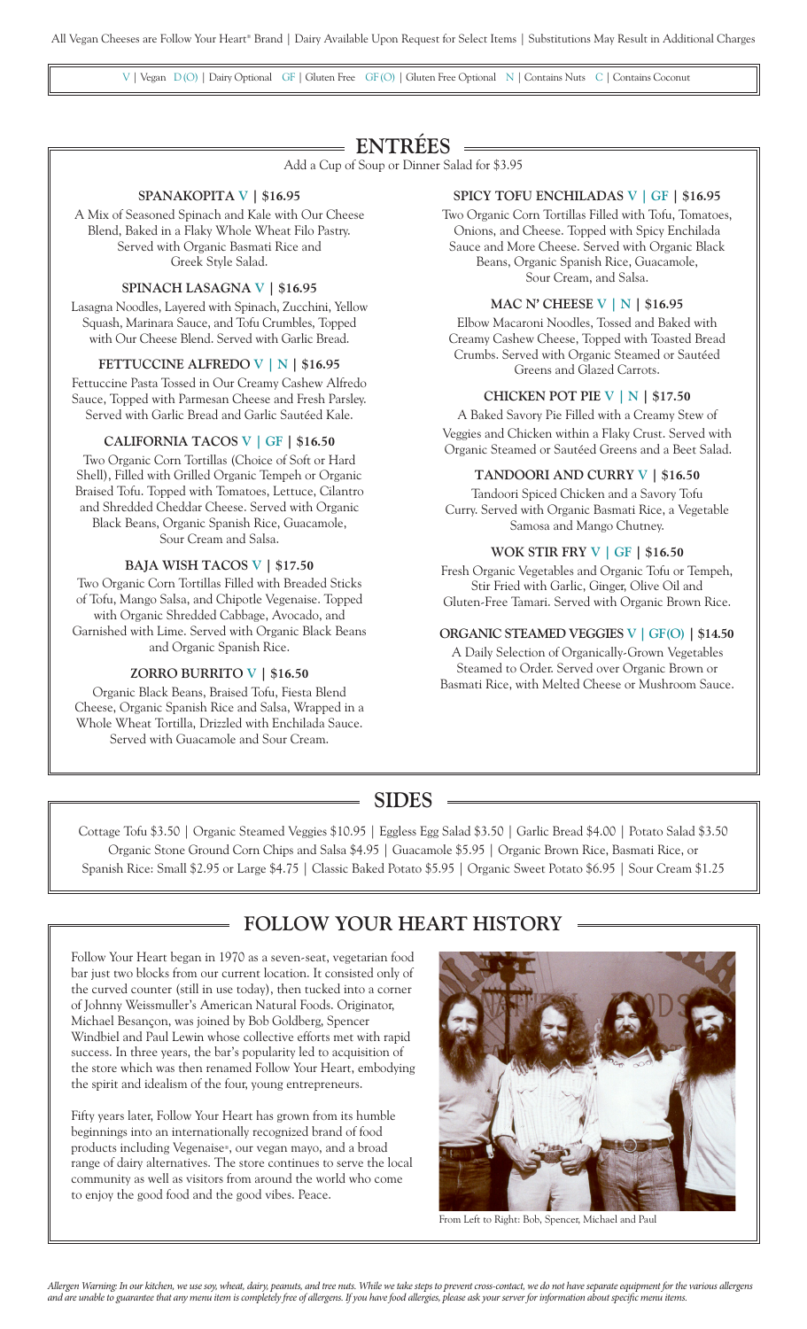All Vegan Cheeses are Follow Your Heart® Brand | Dairy Available Upon Request for Select Items | Substitutions May Result in Additional Charges

V | Vegan D(O) | Dairy Optional GF | Gluten Free GF(O) | Gluten Free Optional N | Contains Nuts C | Contains Coconut

# ENTRÉES

Add a Cup of Soup or Dinner Salad for $3.95

### SPANAKOPITA V | $16.95

A Mix of Seasoned Spinach and Kale with Our Cheese Blend, Baked in a Flaky Whole Wheat Filo Pastry. Served with Organic Basmati Rice and Greek Style Salad.

### SPINACH LASAGNA V | $16.95

Lasagna Noodles, Layered with Spinach, Zucchini, Yellow Squash, Marinara Sauce, and Tofu Crumbles, Topped with Our Cheese Blend. Served with Garlic Bread.

### FETTUCCINE ALFREDO V | N | $16.95

Fettuccine Pasta Tossed in Our Creamy Cashew Alfredo Sauce, Topped with Parmesan Cheese and Fresh Parsley. Served with Garlic Bread and Garlic Sautéed Kale.

### CALIFORNIA TACOS V | GF | $16.50

Two Organic Corn Tortillas (Choice of Soft or Hard Shell), Filled with Grilled Organic Tempeh or Organic Braised Tofu. Topped with Tomatoes, Lettuce, Cilantro and Shredded Cheddar Cheese. Served with Organic Black Beans, Organic Spanish Rice, Guacamole, Sour Cream and Salsa.

### BAJA WISH TACOS V | $17.50

Two Organic Corn Tortillas Filled with Breaded Sticks of Tofu, Mango Salsa, and Chipotle Vegenaise. Topped with Organic Shredded Cabbage, Avocado, and Garnished with Lime. Served with Organic Black Beans and Organic Spanish Rice.

### ZORRO BURRITO V | $16.50

Organic Black Beans, Braised Tofu, Fiesta Blend Cheese, Organic Spanish Rice and Salsa, Wrapped in a Whole Wheat Tortilla, Drizzled with Enchilada Sauce. Served with Guacamole and Sour Cream.

### SPICY TOFU ENCHILADAS V | GF | $16.95

Two Organic Corn Tortillas Filled with Tofu, Tomatoes, Onions, and Cheese. Topped with Spicy Enchilada Sauce and More Cheese. Served with Organic Black Beans, Organic Spanish Rice, Guacamole, Sour Cream, and Salsa.

### MAC N' CHEESE V | N | $16.95

Elbow Macaroni Noodles, Tossed and Baked with Creamy Cashew Cheese, Topped with Toasted Bread Crumbs. Served with Organic Steamed or Sautéed Greens and Glazed Carrots.

### CHICKEN POT PIE V | N | $17.50

A Baked Savory Pie Filled with a Creamy Stew of Veggies and Chicken within a Flaky Crust. Served with Organic Steamed or Sautéed Greens and a Beet Salad.

### TANDOORI AND CURRY V | $16.50

Tandoori Spiced Chicken and a Savory Tofu Curry. Served with Organic Basmati Rice, a Vegetable Samosa and Mango Chutney.

### WOK STIR FRY V | GF | $16.50

Fresh Organic Vegetables and Organic Tofu or Tempeh, Stir Fried with Garlic, Ginger, Olive Oil and Gluten-Free Tamari. Served with Organic Brown Rice.

### ORGANIC STEAMED VEGGIES V | GF(O) | $14.50

A Daily Selection of Organically-Grown Vegetables Steamed to Order. Served over Organic Brown or Basmati Rice, with Melted Cheese or Mushroom Sauce.

# SIDES

Cottage Tofu $3.50 | Organic Steamed Veggies $10.95 | Eggless Egg Salad $3.50 | Garlic Bread $4.00 | Potato Salad $3.50
Organic Stone Ground Corn Chips and Salsa $4.95 | Guacamole $5.95 | Organic Brown Rice, Basmati Rice, or Spanish Rice: Small $2.95 or Large $4.75 | Classic Baked Potato $5.95 | Organic Sweet Potato $6.95 | Sour Cream $1.25

# FOLLOW YOUR HEART HISTORY

Follow Your Heart began in 1970 as a seven-seat, vegetarian food bar just two blocks from our current location. It consisted only of the curved counter (still in use today), then tucked into a corner of Johnny Weissmuller's American Natural Foods. Originator, Michael Besançon, was joined by Bob Goldberg, Spencer Windbiel and Paul Lewin whose collective efforts met with rapid success. In three years, the bar's popularity led to acquisition of the store which was then renamed Follow Your Heart, embodying the spirit and idealism of the four, young entrepreneurs.

Fifty years later, Follow Your Heart has grown from its humble beginnings into an internationally recognized brand of food products including Vegenaise®, our vegan mayo, and a broad range of dairy alternatives. The store continues to serve the local community as well as visitors from around the world who come to enjoy the good food and the good vibes. Peace.

From Left to Right: Bob, Spencer, Michael and Paul

*Allergen Warning: In our kitchen, we use soy, wheat, dairy, peanuts, and tree nuts. While we take steps to prevent cross-contact, we do not have separate equipment for the various allergens and are unable to guarantee that any menu item is completely free of allergens. If you have food allergies, please ask your server for information about specific menu items.*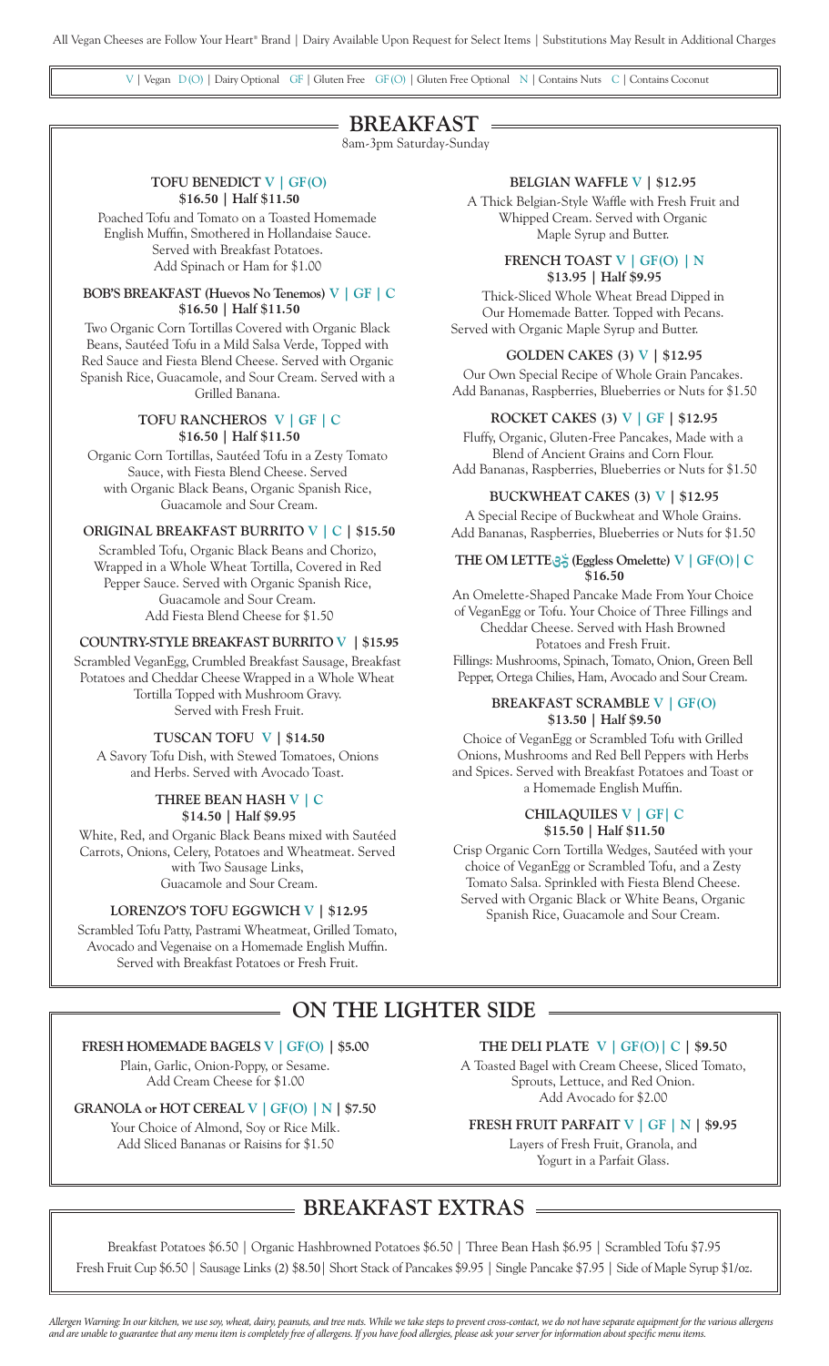All Vegan Cheeses are Follow Your Heart® Brand | Dairy Available Upon Request for Select Items | Substitutions May Result in Additional Charges

V | Vegan D(O) | Dairy Optional GF | Gluten Free GF(O) | Gluten Free Optional N | Contains Nuts C | Contains Coconut

# BREAKFAST

8am-3pm Saturday-Sunday

### TOFU BENEDICT V | GF(O)
**$16.50 | Half $11.50**

Poached Tofu and Tomato on a Toasted Homemade English Muffin, Smothered in Hollandaise Sauce. Served with Breakfast Potatoes. Add Spinach or Ham for $1.00

### BOB'S BREAKFAST (Huevos No Tenemos) V | GF | C
**$16.50 | Half $11.50**

Two Organic Corn Tortillas Covered with Organic Black Beans, Sautéed Tofu in a Mild Salsa Verde, Topped with Red Sauce and Fiesta Blend Cheese. Served with Organic Spanish Rice, Guacamole, and Sour Cream. Served with a Grilled Banana.

### TOFU RANCHEROS V | GF | C
**$16.50 | Half $11.50**

Organic Corn Tortillas, Sautéed Tofu in a Zesty Tomato Sauce, with Fiesta Blend Cheese. Served with Organic Black Beans, Organic Spanish Rice, Guacamole and Sour Cream.

### ORIGINAL BREAKFAST BURRITO V | C | $15.50

Scrambled Tofu, Organic Black Beans and Chorizo, Wrapped in a Whole Wheat Tortilla, Covered in Red Pepper Sauce. Served with Organic Spanish Rice, Guacamole and Sour Cream. Add Fiesta Blend Cheese for $1.50

### COUNTRY-STYLE BREAKFAST BURRITO V | $15.95

Scrambled VeganEgg, Crumbled Breakfast Sausage, Breakfast Potatoes and Cheddar Cheese Wrapped in a Whole Wheat Tortilla Topped with Mushroom Gravy. Served with Fresh Fruit.

### TUSCAN TOFU V | $14.50

A Savory Tofu Dish, with Stewed Tomatoes, Onions and Herbs. Served with Avocado Toast.

### THREE BEAN HASH V | C
**$14.50 | Half $9.95**

White, Red, and Organic Black Beans mixed with Sautéed Carrots, Onions, Celery, Potatoes and Wheatmeat. Served with Two Sausage Links, Guacamole and Sour Cream.

### LORENZO'S TOFU EGGWICH V | $12.95

Scrambled Tofu Patty, Pastrami Wheatmeat, Grilled Tomato, Avocado and Vegenaise on a Homemade English Muffin. Served with Breakfast Potatoes or Fresh Fruit.

### BELGIAN WAFFLE V | $12.95

A Thick Belgian-Style Waffle with Fresh Fruit and Whipped Cream. Served with Organic Maple Syrup and Butter.

### FRENCH TOAST V | GF(O) | N
**$13.95 | Half $9.95**

Thick-Sliced Whole Wheat Bread Dipped in Our Homemade Batter. Topped with Pecans. Served with Organic Maple Syrup and Butter.

### GOLDEN CAKES (3) V | $12.95

Our Own Special Recipe of Whole Grain Pancakes. Add Bananas, Raspberries, Blueberries or Nuts for $1.50

### ROCKET CAKES (3) V | GF | $12.95

Fluffy, Organic, Gluten-Free Pancakes, Made with a Blend of Ancient Grains and Corn Flour. Add Bananas, Raspberries, Blueberries or Nuts for $1.50

### BUCKWHEAT CAKES (3) V | $12.95

A Special Recipe of Buckwheat and Whole Grains. Add Bananas, Raspberries, Blueberries or Nuts for $1.50

### THE OM LETTEॐ (Eggless Omelette) V | GF(O) | C
**$16.50**

An Omelette-Shaped Pancake Made From Your Choice of VeganEgg or Tofu. Your Choice of Three Fillings and Cheddar Cheese. Served with Hash Browned Potatoes and Fresh Fruit.
Fillings: Mushrooms, Spinach, Tomato, Onion, Green Bell Pepper, Ortega Chilies, Ham, Avocado and Sour Cream.

### BREAKFAST SCRAMBLE V | GF(O)
**$13.50 | Half $9.50**

Choice of VeganEgg or Scrambled Tofu with Grilled Onions, Mushrooms and Red Bell Peppers with Herbs and Spices. Served with Breakfast Potatoes and Toast or a Homemade English Muffin.

### CHILAQUILES V | GF | C
**$15.50 | Half $11.50**

Crisp Organic Corn Tortilla Wedges, Sautéed with your choice of VeganEgg or Scrambled Tofu, and a Zesty Tomato Salsa. Sprinkled with Fiesta Blend Cheese. Served with Organic Black or White Beans, Organic Spanish Rice, Guacamole and Sour Cream.

# ON THE LIGHTER SIDE

### FRESH HOMEMADE BAGELS V | GF(O) | $5.00

Plain, Garlic, Onion-Poppy, or Sesame. Add Cream Cheese for $1.00

### GRANOLA or HOT CEREAL V | GF(O) | N | $7.50

Your Choice of Almond, Soy or Rice Milk. Add Sliced Bananas or Raisins for $1.50

### THE DELI PLATE V | GF(O) | C | $9.50

A Toasted Bagel with Cream Cheese, Sliced Tomato, Sprouts, Lettuce, and Red Onion. Add Avocado for $2.00

### FRESH FRUIT PARFAIT V | GF | N | $9.95

Layers of Fresh Fruit, Granola, and Yogurt in a Parfait Glass.

# BREAKFAST EXTRAS

Breakfast Potatoes $6.50 | Organic Hashbrowned Potatoes $6.50 | Three Bean Hash $6.95 | Scrambled Tofu $7.95
Fresh Fruit Cup $6.50 | Sausage Links (2) $8.50 | Short Stack of Pancakes $9.95 | Single Pancake $7.95 | Side of Maple Syrup $1/oz.

*Allergen Warning: In our kitchen, we use soy, wheat, dairy, peanuts, and tree nuts. While we take steps to prevent cross-contact, we do not have separate equipment for the various allergens and are unable to guarantee that any menu item is completely free of allergens. If you have food allergies, please ask your server for information about specific menu items.*